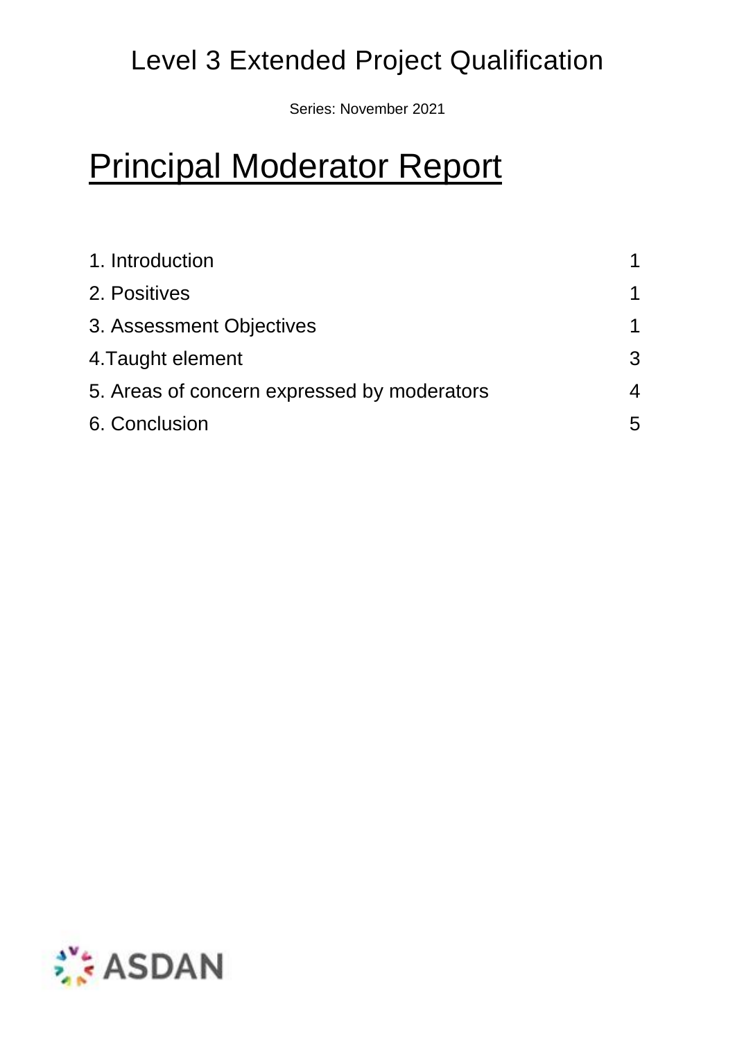Level 3 Extended Project Qualification

Series: November 2021

# Principal Moderator Report

| | |
|---|---|
| 1. Introduction | 1 |
| 2. Positives | 1 |
| 3. Assessment Objectives | 1 |
| 4.Taught element | 3 |
| 5. Areas of concern expressed by moderators | 4 |
| 6. Conclusion | 5 |

ASDAN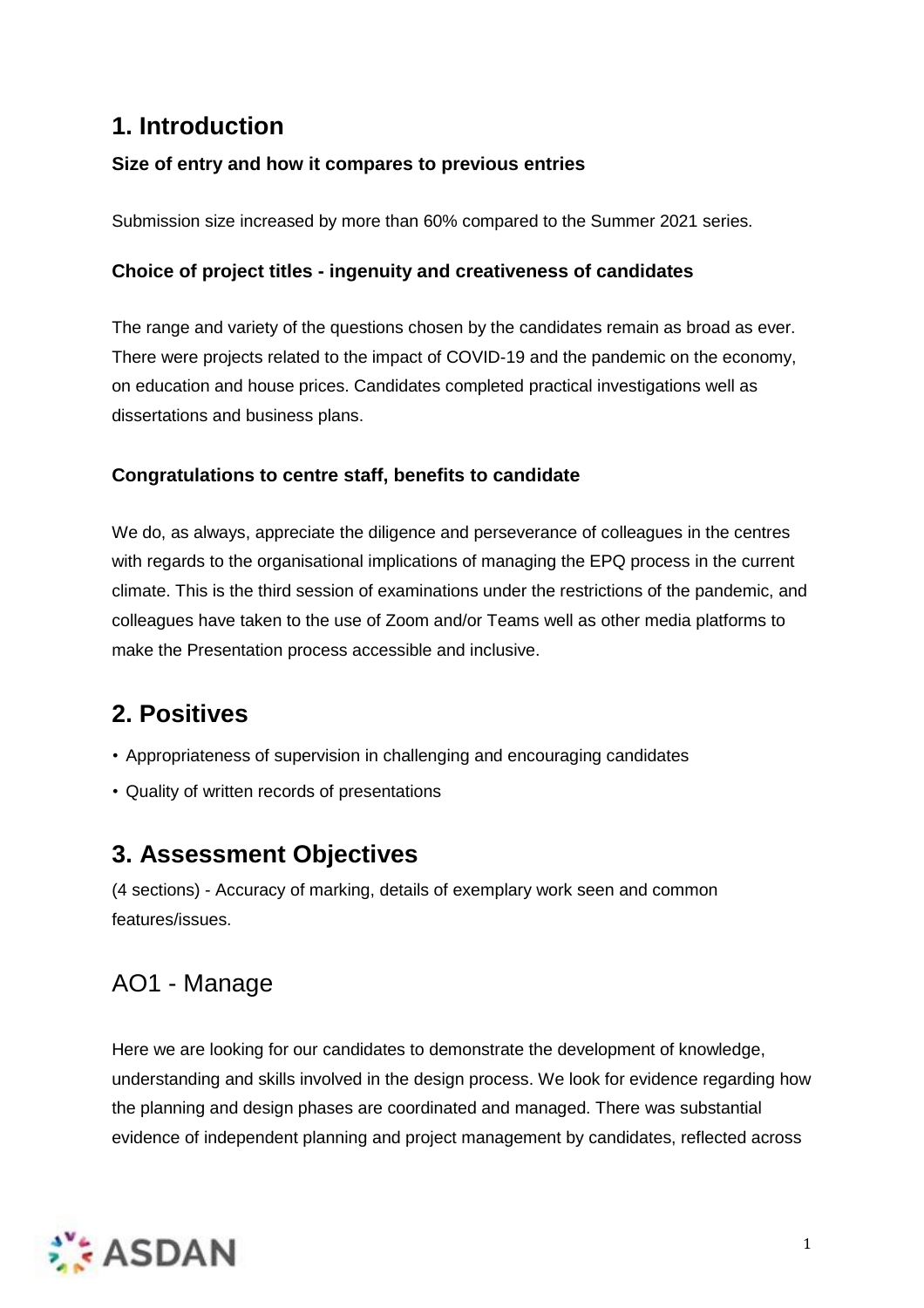## 1. Introduction

**Size of entry and how it compares to previous entries**

Submission size increased by more than 60% compared to the Summer 2021 series.

**Choice of project titles - ingenuity and creativeness of candidates**

The range and variety of the questions chosen by the candidates remain as broad as ever. There were projects related to the impact of COVID-19 and the pandemic on the economy, on education and house prices. Candidates completed practical investigations well as dissertations and business plans.

**Congratulations to centre staff, benefits to candidate**

We do, as always, appreciate the diligence and perseverance of colleagues in the centres with regards to the organisational implications of managing the EPQ process in the current climate. This is the third session of examinations under the restrictions of the pandemic, and colleagues have taken to the use of Zoom and/or Teams well as other media platforms to make the Presentation process accessible and inclusive.

## 2. Positives

- Appropriateness of supervision in challenging and encouraging candidates
- Quality of written records of presentations

## 3. Assessment Objectives

(4 sections) - Accuracy of marking, details of exemplary work seen and common features/issues.

### AO1 - Manage

Here we are looking for our candidates to demonstrate the development of knowledge, understanding and skills involved in the design process. We look for evidence regarding how the planning and design phases are coordinated and managed. There was substantial evidence of independent planning and project management by candidates, reflected across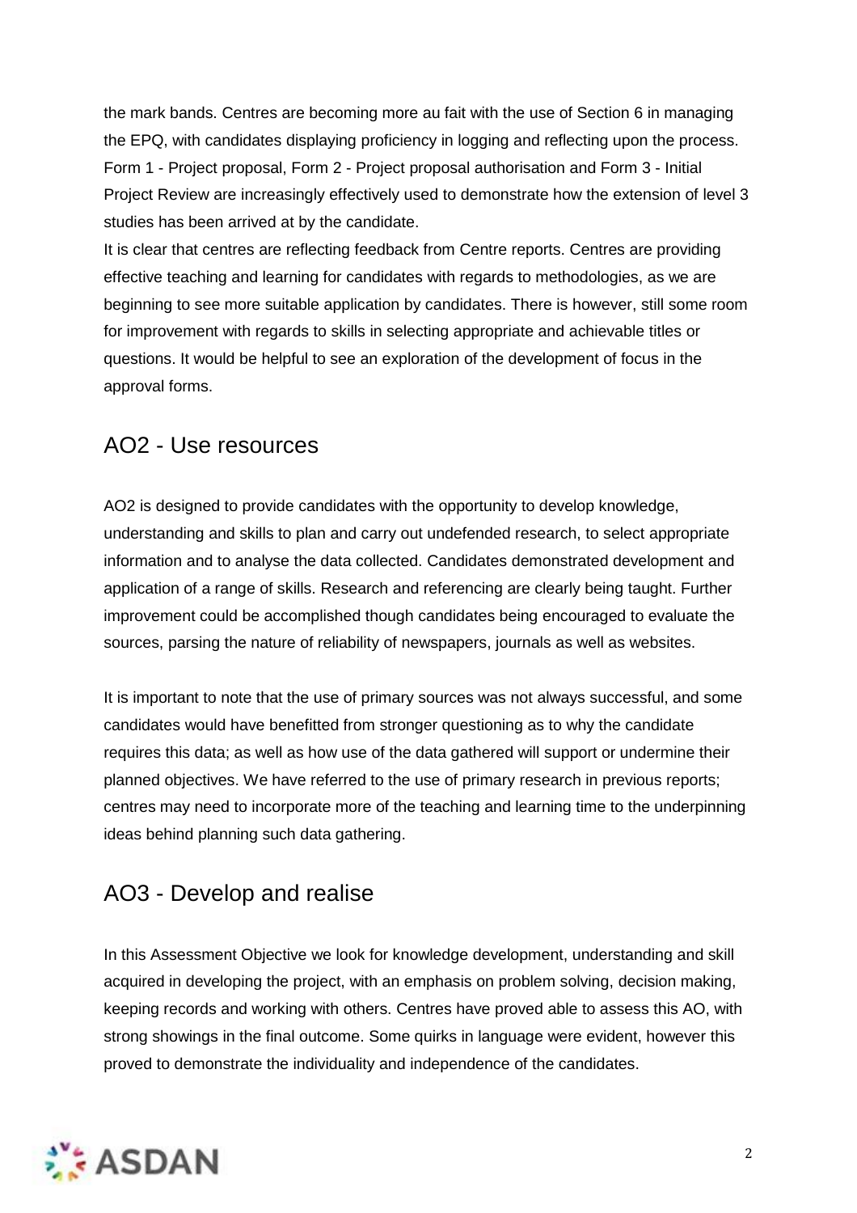the mark bands. Centres are becoming more au fait with the use of Section 6 in managing the EPQ, with candidates displaying proficiency in logging and reflecting upon the process. Form 1 - Project proposal, Form 2 - Project proposal authorisation and Form 3 - Initial Project Review are increasingly effectively used to demonstrate how the extension of level 3 studies has been arrived at by the candidate.

It is clear that centres are reflecting feedback from Centre reports. Centres are providing effective teaching and learning for candidates with regards to methodologies, as we are beginning to see more suitable application by candidates. There is however, still some room for improvement with regards to skills in selecting appropriate and achievable titles or questions. It would be helpful to see an exploration of the development of focus in the approval forms.

## AO2 - Use resources

AO2 is designed to provide candidates with the opportunity to develop knowledge, understanding and skills to plan and carry out undefended research, to select appropriate information and to analyse the data collected. Candidates demonstrated development and application of a range of skills. Research and referencing are clearly being taught. Further improvement could be accomplished though candidates being encouraged to evaluate the sources, parsing the nature of reliability of newspapers, journals as well as websites.

It is important to note that the use of primary sources was not always successful, and some candidates would have benefitted from stronger questioning as to why the candidate requires this data; as well as how use of the data gathered will support or undermine their planned objectives. We have referred to the use of primary research in previous reports; centres may need to incorporate more of the teaching and learning time to the underpinning ideas behind planning such data gathering.

## AO3 - Develop and realise

In this Assessment Objective we look for knowledge development, understanding and skill acquired in developing the project, with an emphasis on problem solving, decision making, keeping records and working with others. Centres have proved able to assess this AO, with strong showings in the final outcome. Some quirks in language were evident, however this proved to demonstrate the individuality and independence of the candidates.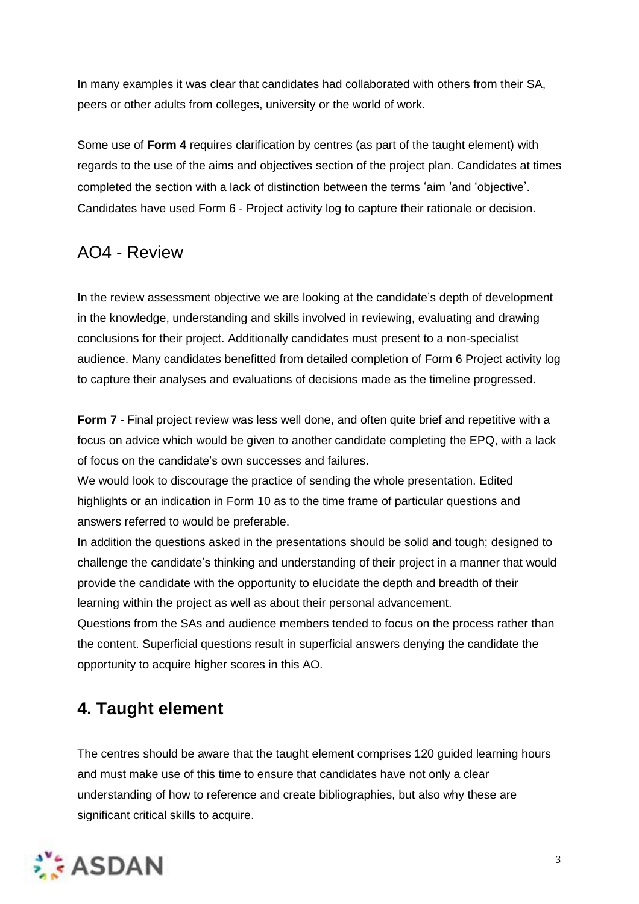In many examples it was clear that candidates had collaborated with others from their SA, peers or other adults from colleges, university or the world of work.

Some use of **Form 4** requires clarification by centres (as part of the taught element) with regards to the use of the aims and objectives section of the project plan. Candidates at times completed the section with a lack of distinction between the terms 'aim 'and 'objective'. Candidates have used Form 6 - Project activity log to capture their rationale or decision.

## AO4 - Review

In the review assessment objective we are looking at the candidate's depth of development in the knowledge, understanding and skills involved in reviewing, evaluating and drawing conclusions for their project. Additionally candidates must present to a non-specialist audience. Many candidates benefitted from detailed completion of Form 6 Project activity log to capture their analyses and evaluations of decisions made as the timeline progressed.

**Form 7** - Final project review was less well done, and often quite brief and repetitive with a focus on advice which would be given to another candidate completing the EPQ, with a lack of focus on the candidate's own successes and failures.
We would look to discourage the practice of sending the whole presentation. Edited highlights or an indication in Form 10 as to the time frame of particular questions and answers referred to would be preferable.
In addition the questions asked in the presentations should be solid and tough; designed to challenge the candidate's thinking and understanding of their project in a manner that would provide the candidate with the opportunity to elucidate the depth and breadth of their learning within the project as well as about their personal advancement.
Questions from the SAs and audience members tended to focus on the process rather than the content. Superficial questions result in superficial answers denying the candidate the opportunity to acquire higher scores in this AO.

## 4. Taught element

The centres should be aware that the taught element comprises 120 guided learning hours and must make use of this time to ensure that candidates have not only a clear understanding of how to reference and create bibliographies, but also why these are significant critical skills to acquire.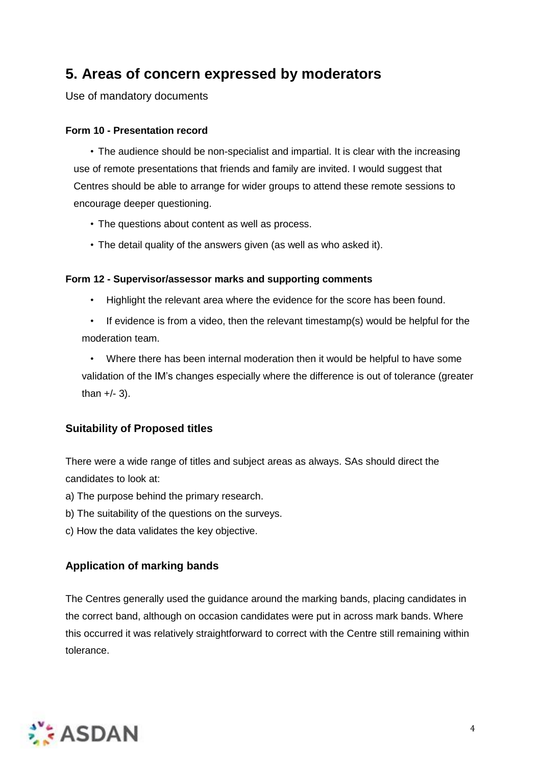## 5. Areas of concern expressed by moderators

Use of mandatory documents

**Form 10 - Presentation record**

- The audience should be non-specialist and impartial. It is clear with the increasing use of remote presentations that friends and family are invited. I would suggest that Centres should be able to arrange for wider groups to attend these remote sessions to encourage deeper questioning.
- The questions about content as well as process.
- The detail quality of the answers given (as well as who asked it).

**Form 12 - Supervisor/assessor marks and supporting comments**

- Highlight the relevant area where the evidence for the score has been found.
- If evidence is from a video, then the relevant timestamp(s) would be helpful for the moderation team.
- Where there has been internal moderation then it would be helpful to have some validation of the IM's changes especially where the difference is out of tolerance (greater than +/- 3).

### Suitability of Proposed titles

There were a wide range of titles and subject areas as always. SAs should direct the candidates to look at:

a) The purpose behind the primary research.

b) The suitability of the questions on the surveys.

c) How the data validates the key objective.

### Application of marking bands

The Centres generally used the guidance around the marking bands, placing candidates in the correct band, although on occasion candidates were put in across mark bands. Where this occurred it was relatively straightforward to correct with the Centre still remaining within tolerance.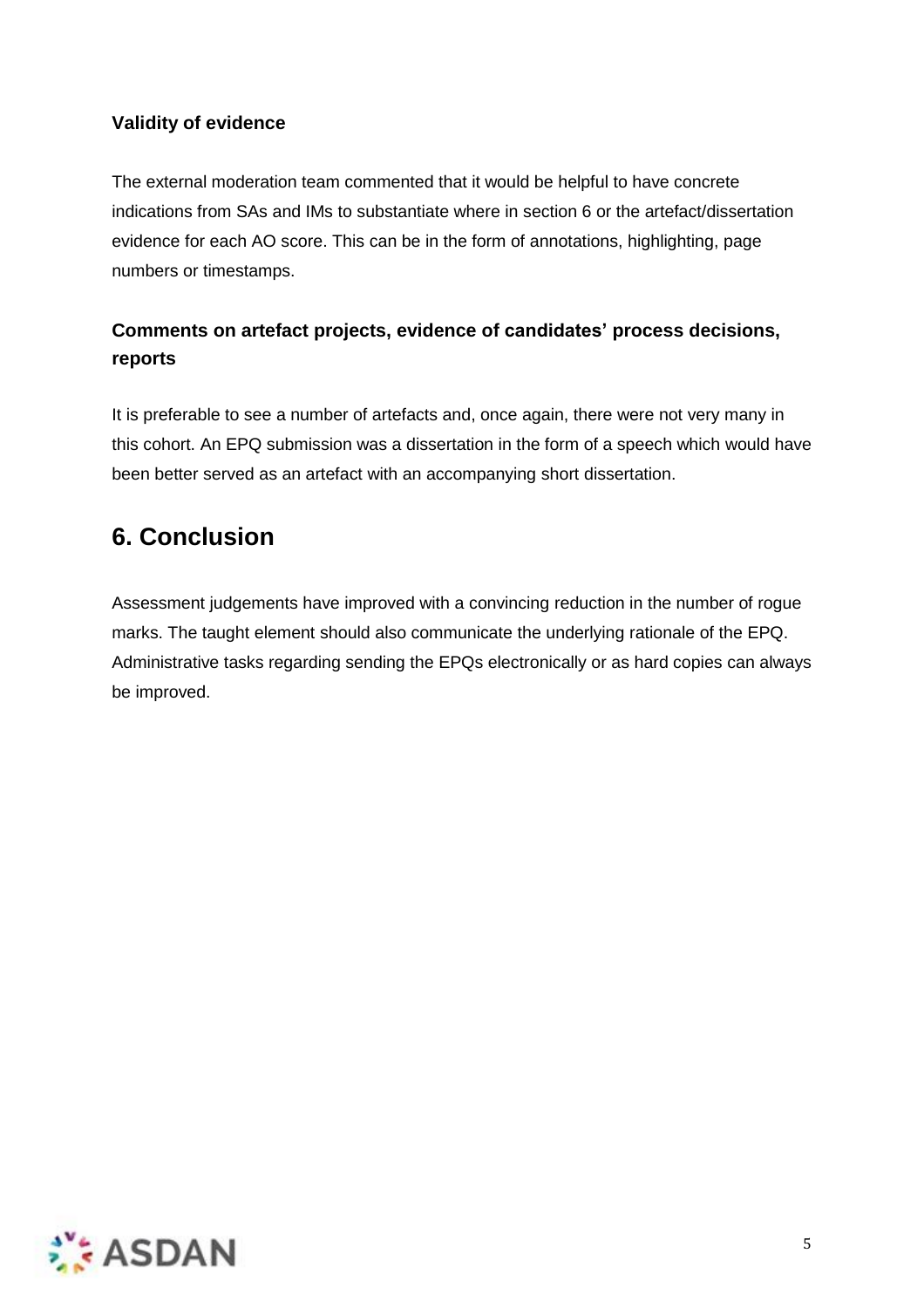### Validity of evidence

The external moderation team commented that it would be helpful to have concrete indications from SAs and IMs to substantiate where in section 6 or the artefact/dissertation evidence for each AO score. This can be in the form of annotations, highlighting, page numbers or timestamps.

### Comments on artefact projects, evidence of candidates' process decisions, reports

It is preferable to see a number of artefacts and, once again, there were not very many in this cohort. An EPQ submission was a dissertation in the form of a speech which would have been better served as an artefact with an accompanying short dissertation.

## 6. Conclusion

Assessment judgements have improved with a convincing reduction in the number of rogue marks. The taught element should also communicate the underlying rationale of the EPQ. Administrative tasks regarding sending the EPQs electronically or as hard copies can always be improved.